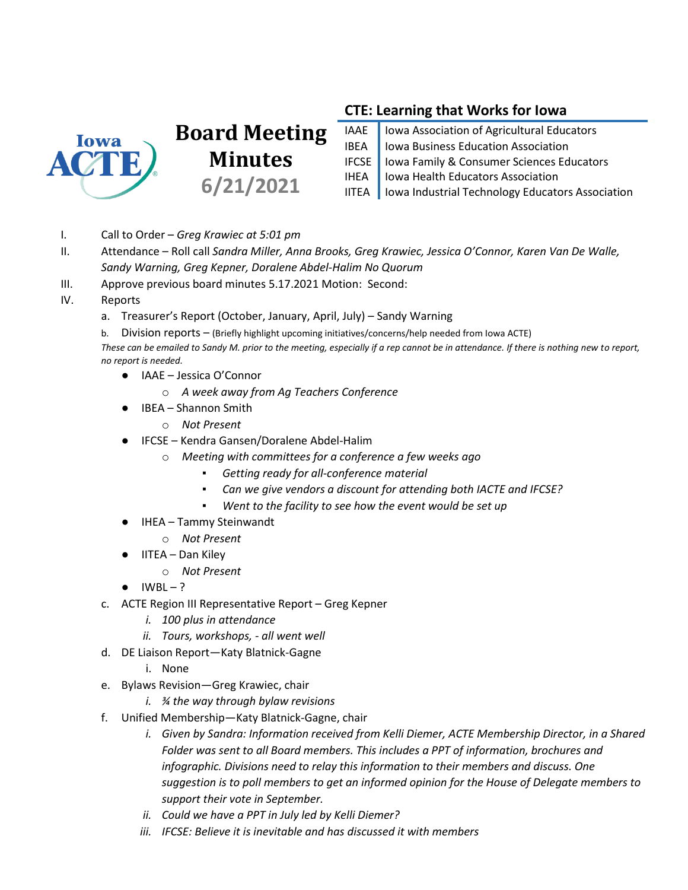# Board Meeting Minutes 6/21/2021

## CTE: Learning that Works for Iowa

| | |
|---|---|
| IAAE | Iowa Association of Agricultural Educators |
| IBEA | Iowa Business Education Association |
| IFCSE | Iowa Family & Consumer Sciences Educators |
| IHEA | Iowa Health Educators Association |
| IITEA | Iowa Industrial Technology Educators Association |

I. Call to Order – *Greg Krawiec at 5:01 pm*

II. Attendance – Roll call *Sandra Miller, Anna Brooks, Greg Krawiec, Jessica O'Connor, Karen Van De Walle, Sandy Warning, Greg Kepner, Doralene Abdel-Halim No Quorum*

III. Approve previous board minutes 5.17.2021 Motion: Second:

IV. Reports

a. Treasurer's Report (October, January, April, July) – Sandy Warning

b. Division reports – (Briefly highlight upcoming initiatives/concerns/help needed from Iowa ACTE)

*These can be emailed to Sandy M. prior to the meeting, especially if a rep cannot be in attendance. If there is nothing new to report, no report is needed.*

- IAAE – Jessica O'Connor
  - *A week away from Ag Teachers Conference*
- IBEA – Shannon Smith
  - *Not Present*
- IFCSE – Kendra Gansen/Doralene Abdel-Halim
  - *Meeting with committees for a conference a few weeks ago*
    - *Getting ready for all-conference material*
    - *Can we give vendors a discount for attending both IACTE and IFCSE?*
    - *Went to the facility to see how the event would be set up*
- IHEA – Tammy Steinwandt
  - *Not Present*
- IITEA – Dan Kiley
  - *Not Present*
- IWBL – ?

c. ACTE Region III Representative Report – Greg Kepner

  i. *100 plus in attendance*

  ii. *Tours, workshops, - all went well*

d. DE Liaison Report—Katy Blatnick-Gagne

  i. None

e. Bylaws Revision—Greg Krawiec, chair

  i. *¾ the way through bylaw revisions*

f. Unified Membership—Katy Blatnick-Gagne, chair

  i. *Given by Sandra: Information received from Kelli Diemer, ACTE Membership Director, in a Shared Folder was sent to all Board members. This includes a PPT of information, brochures and infographic. Divisions need to relay this information to their members and discuss. One suggestion is to poll members to get an informed opinion for the House of Delegate members to support their vote in September.*

  ii. *Could we have a PPT in July led by Kelli Diemer?*

  iii. *IFCSE: Believe it is inevitable and has discussed it with members*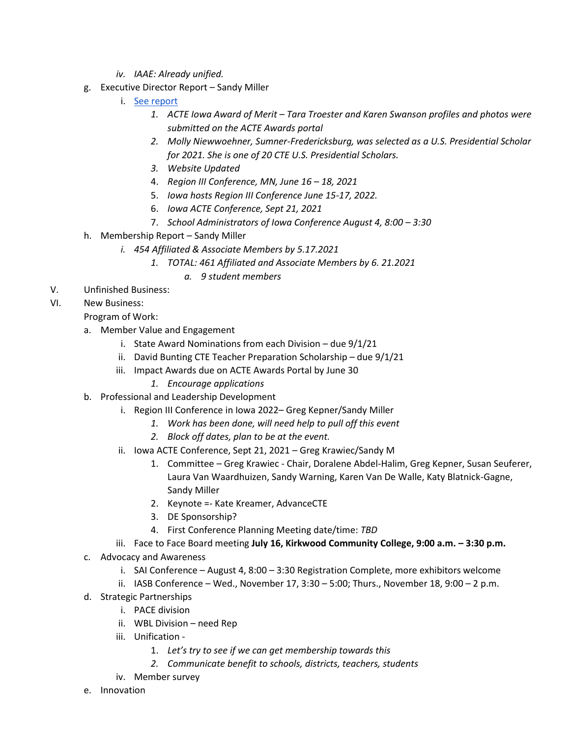- *iv. IAAE: Already unified.*
  - g. Executive Director Report – Sandy Miller
    - i. See report
      1. *ACTE Iowa Award of Merit – Tara Troester and Karen Swanson profiles and photos were submitted on the ACTE Awards portal*
      2. *Molly Niewwoehner, Sumner-Fredericksburg, was selected as a U.S. Presidential Scholar for 2021. She is one of 20 CTE U.S. Presidential Scholars.*
      3. *Website Updated*
      4. *Region III Conference, MN, June 16 – 18, 2021*
      5. *Iowa hosts Region III Conference June 15-17, 2022.*
      6. *Iowa ACTE Conference, Sept 21, 2021*
      7. *School Administrators of Iowa Conference August 4, 8:00 – 3:30*
  - h. Membership Report – Sandy Miller
    - *i. 454 Affiliated & Associate Members by 5.17.2021*
      1. *TOTAL: 461 Affiliated and Associate Members by 6. 21.2021*
         - *a. 9 student members*

V. Unfinished Business:

VI. New Business:

Program of Work:

  - a. Member Value and Engagement
    - i. State Award Nominations from each Division – due 9/1/21
    - ii. David Bunting CTE Teacher Preparation Scholarship – due 9/1/21
    - iii. Impact Awards due on ACTE Awards Portal by June 30
      1. *Encourage applications*
  - b. Professional and Leadership Development
    - i. Region III Conference in Iowa 2022– Greg Kepner/Sandy Miller
      1. *Work has been done, will need help to pull off this event*
      2. *Block off dates, plan to be at the event.*
    - ii. Iowa ACTE Conference, Sept 21, 2021 – Greg Krawiec/Sandy M
      1. Committee – Greg Krawiec - Chair, Doralene Abdel-Halim, Greg Kepner, Susan Seuferer, Laura Van Waardhuizen, Sandy Warning, Karen Van De Walle, Katy Blatnick-Gagne, Sandy Miller
      2. Keynote =- Kate Kreamer, AdvanceCTE
      3. DE Sponsorship?
      4. First Conference Planning Meeting date/time: *TBD*
    - iii. Face to Face Board meeting **July 16, Kirkwood Community College, 9:00 a.m. – 3:30 p.m.**
  - c. Advocacy and Awareness
    - i. SAI Conference – August 4, 8:00 – 3:30 Registration Complete, more exhibitors welcome
    - ii. IASB Conference – Wed., November 17, 3:30 – 5:00; Thurs., November 18, 9:00 – 2 p.m.
  - d. Strategic Partnerships
    - i. PACE division
    - ii. WBL Division – need Rep
    - iii. Unification -
      1. *Let's try to see if we can get membership towards this*
      2. *Communicate benefit to schools, districts, teachers, students*
    - iv. Member survey
  - e. Innovation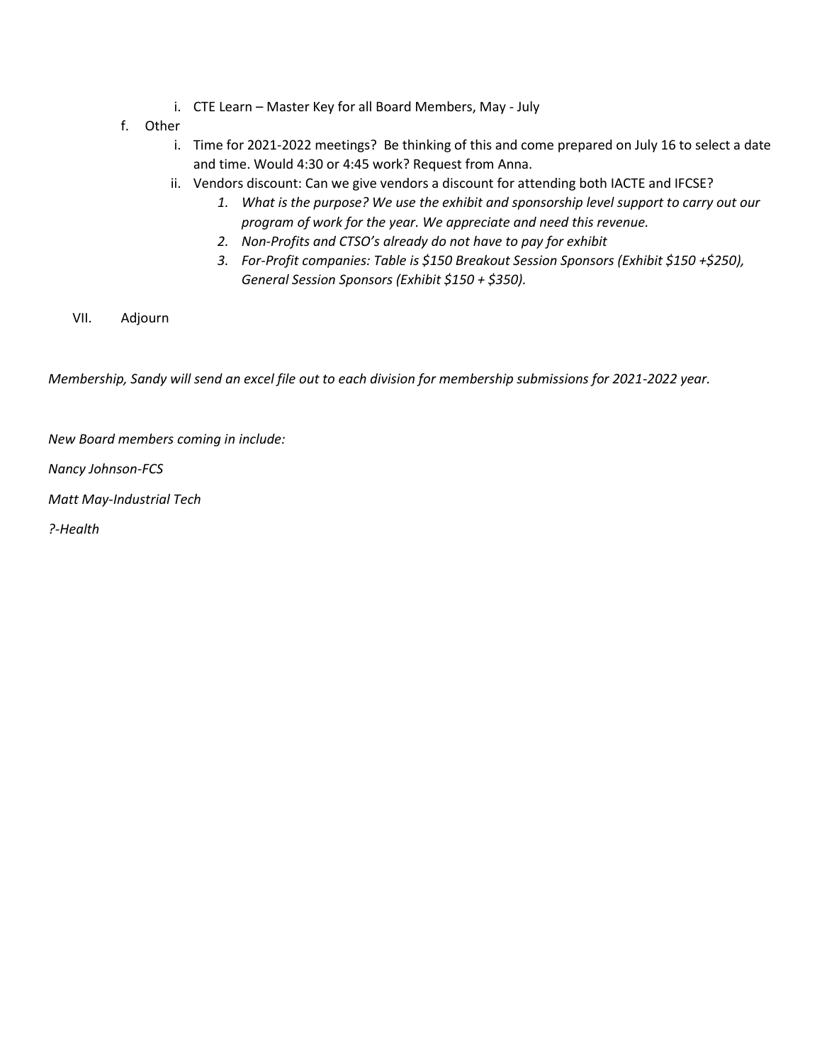i. CTE Learn – Master Key for all Board Members, May - July

   f. Other

      i. Time for 2021-2022 meetings? Be thinking of this and come prepared on July 16 to select a date and time. Would 4:30 or 4:45 work? Request from Anna.

      ii. Vendors discount: Can we give vendors a discount for attending both IACTE and IFCSE?

         1. *What is the purpose? We use the exhibit and sponsorship level support to carry out our program of work for the year. We appreciate and need this revenue.*
         2. *Non-Profits and CTSO's already do not have to pay for exhibit*
         3. *For-Profit companies: Table is $150 Breakout Session Sponsors (Exhibit $150 +$250), General Session Sponsors (Exhibit $150 + $350).*

VII. Adjourn

*Membership, Sandy will send an excel file out to each division for membership submissions for 2021-2022 year.*

*New Board members coming in include:*

*Nancy Johnson-FCS*

*Matt May-Industrial Tech*

*?-Health*